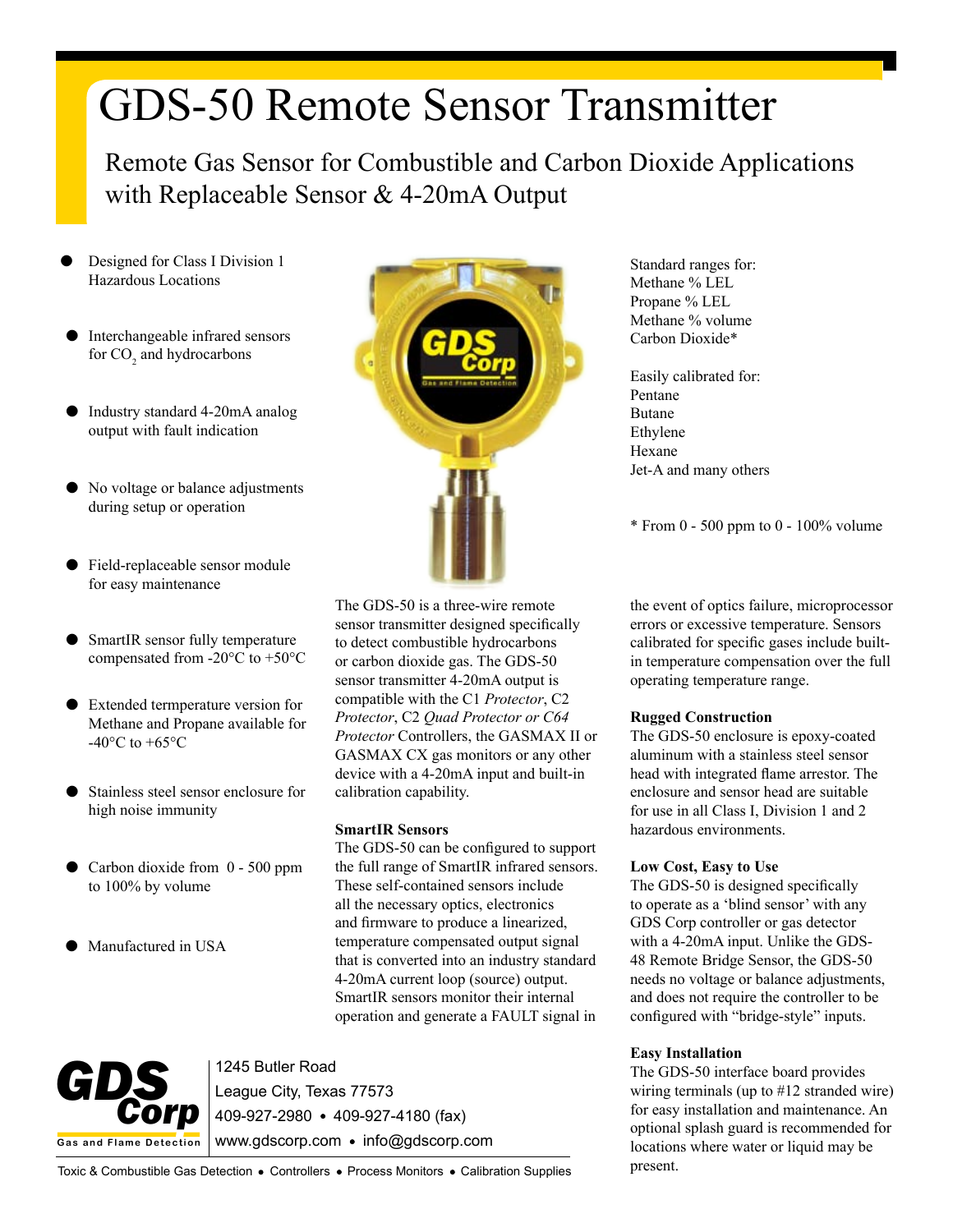# GDS-50 Remote Sensor Transmitter

## Remote Gas Sensor for Combustible and Carbon Dioxide Applications with Replaceable Sensor & 4-20mA Output

- Designed for Class I Division 1 Hazardous Locations
- Interchangeable infrared sensors for $CO_2$ and hydrocarbons
- Industry standard 4-20mA analog output with fault indication
- No voltage or balance adjustments during setup or operation
- Field-replaceable sensor module for easy maintenance
- SmartIR sensor fully temperature compensated from -20°C to +50°C
- Extended termperature version for Methane and Propane available for -40°C to +65°C
- Stainless steel sensor enclosure for high noise immunity
- Carbon dioxide from 0 - 500 ppm to 100% by volume
- Manufactured in USA

Standard ranges for:
Methane % LEL
Propane % LEL
Methane % volume
Carbon Dioxide*

Easily calibrated for:
Pentane
Butane
Ethylene
Hexane
Jet-A and many others

\* From 0 - 500 ppm to 0 - 100% volume

The GDS-50 is a three-wire remote sensor transmitter designed specifically to detect combustible hydrocarbons or carbon dioxide gas. The GDS-50 sensor transmitter 4-20mA output is compatible with the C1 *Protector*, C2 *Protector*, C2 *Quad Protector or C64 Protector* Controllers, the GASMAX II or GASMAX CX gas monitors or any other device with a 4-20mA input and built-in calibration capability.

**SmartIR Sensors**
The GDS-50 can be configured to support the full range of SmartIR infrared sensors. These self-contained sensors include all the necessary optics, electronics and firmware to produce a linearized, temperature compensated output signal that is converted into an industry standard 4-20mA current loop (source) output. SmartIR sensors monitor their internal operation and generate a FAULT signal in the event of optics failure, microprocessor errors or excessive temperature. Sensors calibrated for specific gases include built-in temperature compensation over the full operating temperature range.

**Rugged Construction**
The GDS-50 enclosure is epoxy-coated aluminum with a stainless steel sensor head with integrated flame arrestor. The enclosure and sensor head are suitable for use in all Class I, Division 1 and 2 hazardous environments.

**Low Cost, Easy to Use**
The GDS-50 is designed specifically to operate as a 'blind sensor' with any GDS Corp controller or gas detector with a 4-20mA input. Unlike the GDS-48 Remote Bridge Sensor, the GDS-50 needs no voltage or balance adjustments, and does not require the controller to be configured with "bridge-style" inputs.

**Easy Installation**
The GDS-50 interface board provides wiring terminals (up to #12 stranded wire) for easy installation and maintenance. An optional splash guard is recommended for locations where water or liquid may be present.

GDS Corp
Gas and Flame Detection

1245 Butler Road
League City, Texas 77573
409-927-2980 • 409-927-4180 (fax)
www.gdscorp.com • info@gdscorp.com

Toxic & Combustible Gas Detection • Controllers • Process Monitors • Calibration Supplies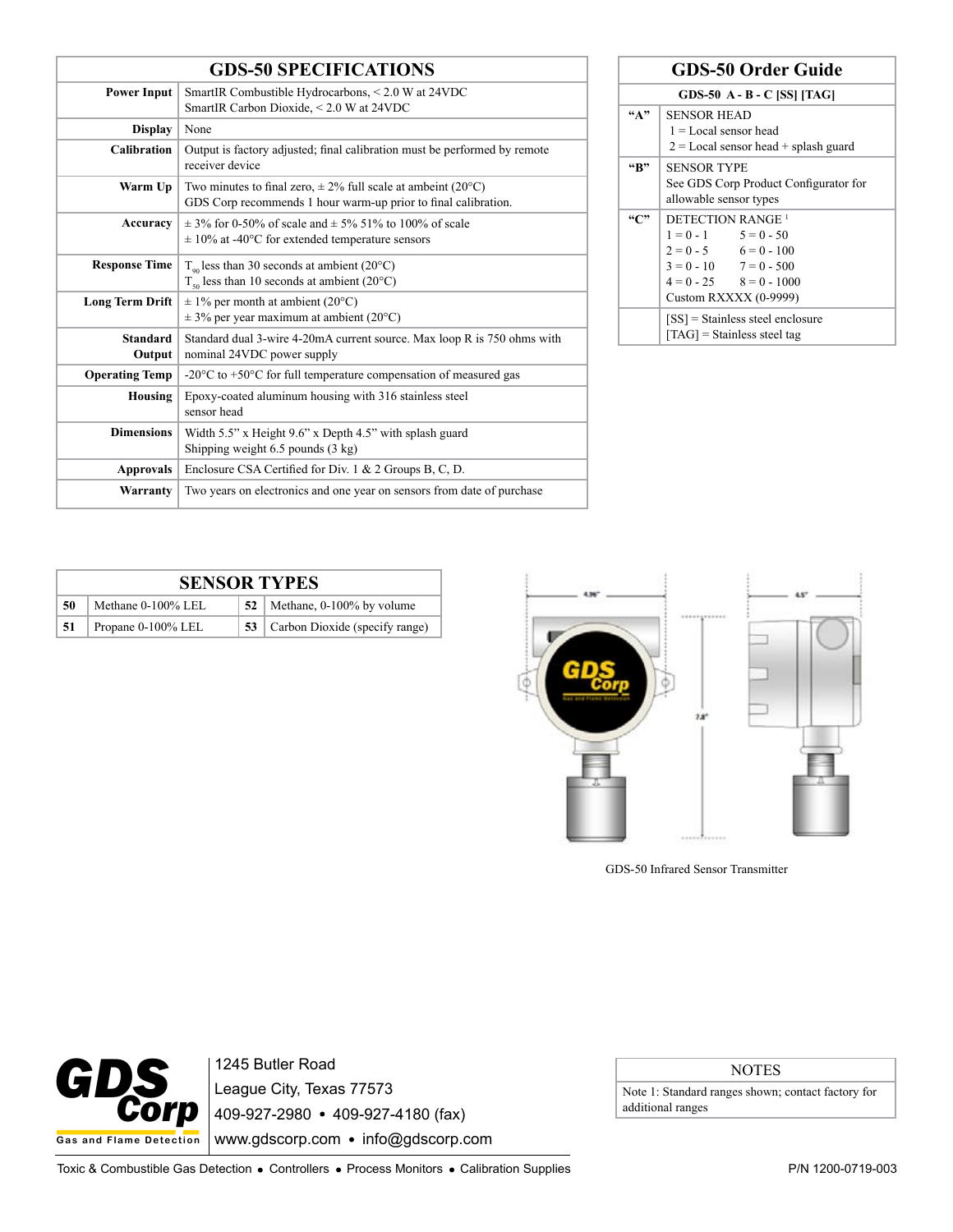## GDS-50 SPECIFICATIONS

| | |
|---|---|
| **Power Input** | SmartIR Combustible Hydrocarbons, < 2.0 W at 24VDC<br>SmartIR Carbon Dioxide, < 2.0 W at 24VDC |
| **Display** | None |
| **Calibration** | Output is factory adjusted; final calibration must be performed by remote receiver device |
| **Warm Up** | Two minutes to final zero, ± 2% full scale at ambeint (20°C)<br>GDS Corp recommends 1 hour warm-up prior to final calibration. |
| **Accuracy** | ± 3% for 0-50% of scale and ± 5% 51% to 100% of scale<br>± 10% at -40°C for extended temperature sensors |
| **Response Time** | $T_{90}$ less than 30 seconds at ambient (20°C)<br>$T_{50}$ less than 10 seconds at ambient (20°C) |
| **Long Term Drift** | ± 1% per month at ambient (20°C)<br>± 3% per year maximum at ambient (20°C) |
| **Standard Output** | Standard dual 3-wire 4-20mA current source. Max loop R is 750 ohms with nominal 24VDC power supply |
| **Operating Temp** | -20°C to +50°C for full temperature compensation of measured gas |
| **Housing** | Epoxy-coated aluminum housing with 316 stainless steel sensor head |
| **Dimensions** | Width 5.5" x Height 9.6" x Depth 4.5" with splash guard<br>Shipping weight 6.5 pounds (3 kg) |
| **Approvals** | Enclosure CSA Certified for Div. 1 & 2 Groups B, C, D. |
| **Warranty** | Two years on electronics and one year on sensors from date of purchase |

## GDS-50 Order Guide

**GDS-50 A - B - C [SS] [TAG]**

| | |
|---|---|
| **"A"** | SENSOR HEAD<br>1 = Local sensor head<br>2 = Local sensor head + splash guard |
| **"B"** | SENSOR TYPE<br>See GDS Corp Product Configurator for allowable sensor types |
| **"C"** | DETECTION RANGE [1]<br>1 = 0 - 1 &nbsp;&nbsp; 5 = 0 - 50<br>2 = 0 - 5 &nbsp;&nbsp; 6 = 0 - 100<br>3 = 0 - 10 &nbsp;&nbsp; 7 = 0 - 500<br>4 = 0 - 25 &nbsp;&nbsp; 8 = 0 - 1000<br>Custom RXXXX (0-9999) |
| | [SS] = Stainless steel enclosure<br>[TAG] = Stainless steel tag |

## SENSOR TYPES

| | | | |
|---|---|---|---|
| **50** | Methane 0-100% LEL | **52** | Methane, 0-100% by volume |
| **51** | Propane 0-100% LEL | **53** | Carbon Dioxide (specify range) |

4.96"

4.5"

7.8"

GDS Corp

GDS-50 Infrared Sensor Transmitter

GDS Corp
Gas and Flame Detection

1245 Butler Road
League City, Texas 77573
409-927-2980 • 409-927-4180 (fax)
www.gdscorp.com • info@gdscorp.com

| NOTES |
|---|
| Note 1: Standard ranges shown; contact factory for additional ranges |

Toxic & Combustible Gas Detection • Controllers • Process Monitors • Calibration Supplies

P/N 1200-0719-003